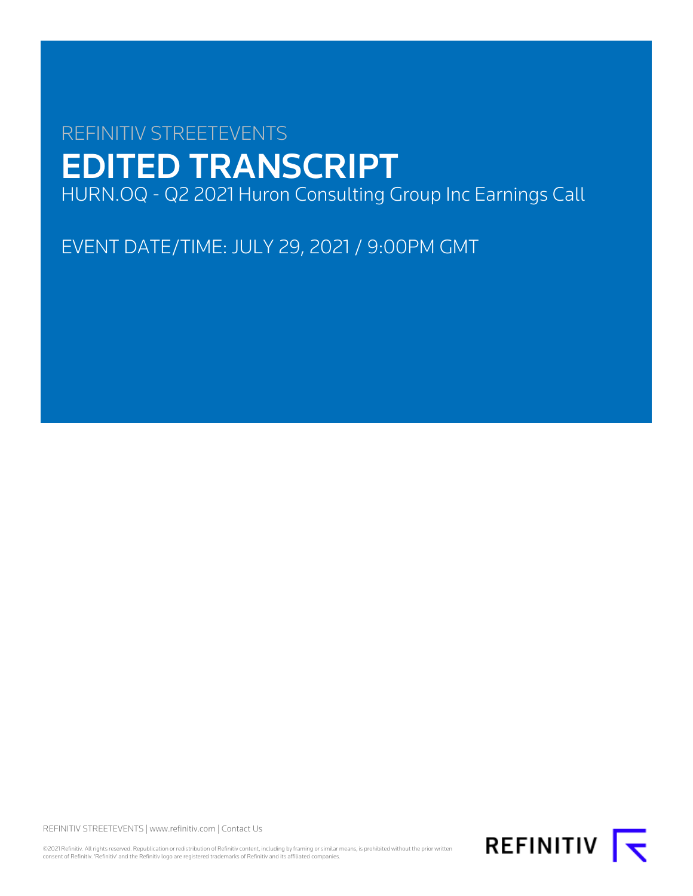REFINITIV STREETEVENTS

# EDITED TRANSCRIPT

HURN.OQ - Q2 2021 Huron Consulting Group Inc Earnings Call

EVENT DATE/TIME: JULY 29, 2021 / 9:00PM GMT

REFINITIV STREETEVENTS | www.refinitiv.com | Contact Us

©2021 Refinitiv. All rights reserved. Republication or redistribution of Refinitiv content, including by framing or similar means, is prohibited without the prior written consent of Refinitiv. 'Refinitiv' and the Refinitiv logo are registered trademarks of Refinitiv and its affiliated companies.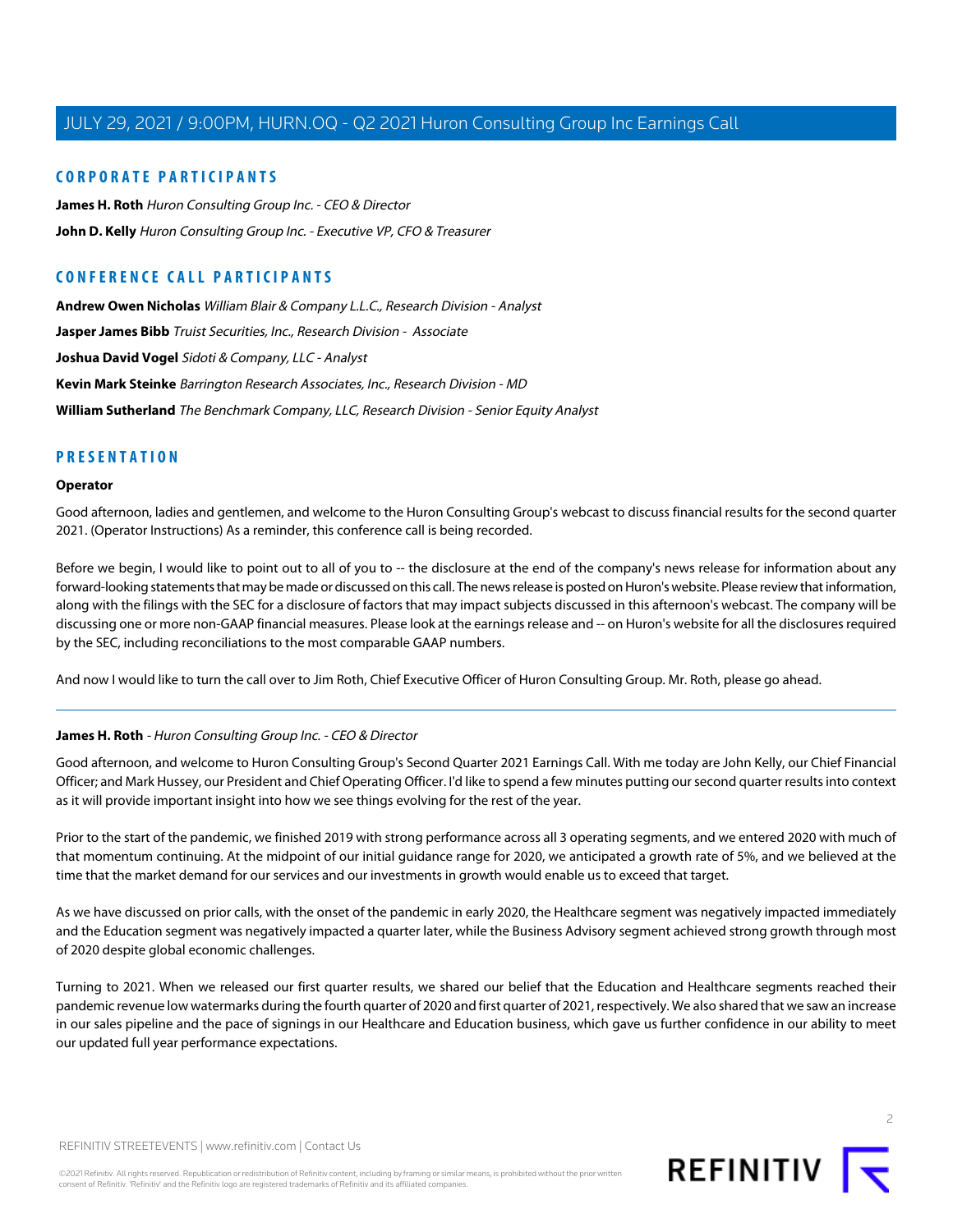## CORPORATE PARTICIPANTS

**James H. Roth** *Huron Consulting Group Inc. - CEO & Director*

**John D. Kelly** *Huron Consulting Group Inc. - Executive VP, CFO & Treasurer*

## CONFERENCE CALL PARTICIPANTS

**Andrew Owen Nicholas** *William Blair & Company L.L.C., Research Division - Analyst*

**Jasper James Bibb** *Truist Securities, Inc., Research Division - Associate*

**Joshua David Vogel** *Sidoti & Company, LLC - Analyst*

**Kevin Mark Steinke** *Barrington Research Associates, Inc., Research Division - MD*

**William Sutherland** *The Benchmark Company, LLC, Research Division - Senior Equity Analyst*

## PRESENTATION

**Operator**

Good afternoon, ladies and gentlemen, and welcome to the Huron Consulting Group's webcast to discuss financial results for the second quarter 2021. (Operator Instructions) As a reminder, this conference call is being recorded.

Before we begin, I would like to point out to all of you to -- the disclosure at the end of the company's news release for information about any forward-looking statements that may be made or discussed on this call. The news release is posted on Huron's website. Please review that information, along with the filings with the SEC for a disclosure of factors that may impact subjects discussed in this afternoon's webcast. The company will be discussing one or more non-GAAP financial measures. Please look at the earnings release and -- on Huron's website for all the disclosures required by the SEC, including reconciliations to the most comparable GAAP numbers.

And now I would like to turn the call over to Jim Roth, Chief Executive Officer of Huron Consulting Group. Mr. Roth, please go ahead.

---

**James H. Roth** *- Huron Consulting Group Inc. - CEO & Director*

Good afternoon, and welcome to Huron Consulting Group's Second Quarter 2021 Earnings Call. With me today are John Kelly, our Chief Financial Officer; and Mark Hussey, our President and Chief Operating Officer. I'd like to spend a few minutes putting our second quarter results into context as it will provide important insight into how we see things evolving for the rest of the year.

Prior to the start of the pandemic, we finished 2019 with strong performance across all 3 operating segments, and we entered 2020 with much of that momentum continuing. At the midpoint of our initial guidance range for 2020, we anticipated a growth rate of 5%, and we believed at the time that the market demand for our services and our investments in growth would enable us to exceed that target.

As we have discussed on prior calls, with the onset of the pandemic in early 2020, the Healthcare segment was negatively impacted immediately and the Education segment was negatively impacted a quarter later, while the Business Advisory segment achieved strong growth through most of 2020 despite global economic challenges.

Turning to 2021. When we released our first quarter results, we shared our belief that the Education and Healthcare segments reached their pandemic revenue low watermarks during the fourth quarter of 2020 and first quarter of 2021, respectively. We also shared that we saw an increase in our sales pipeline and the pace of signings in our Healthcare and Education business, which gave us further confidence in our ability to meet our updated full year performance expectations.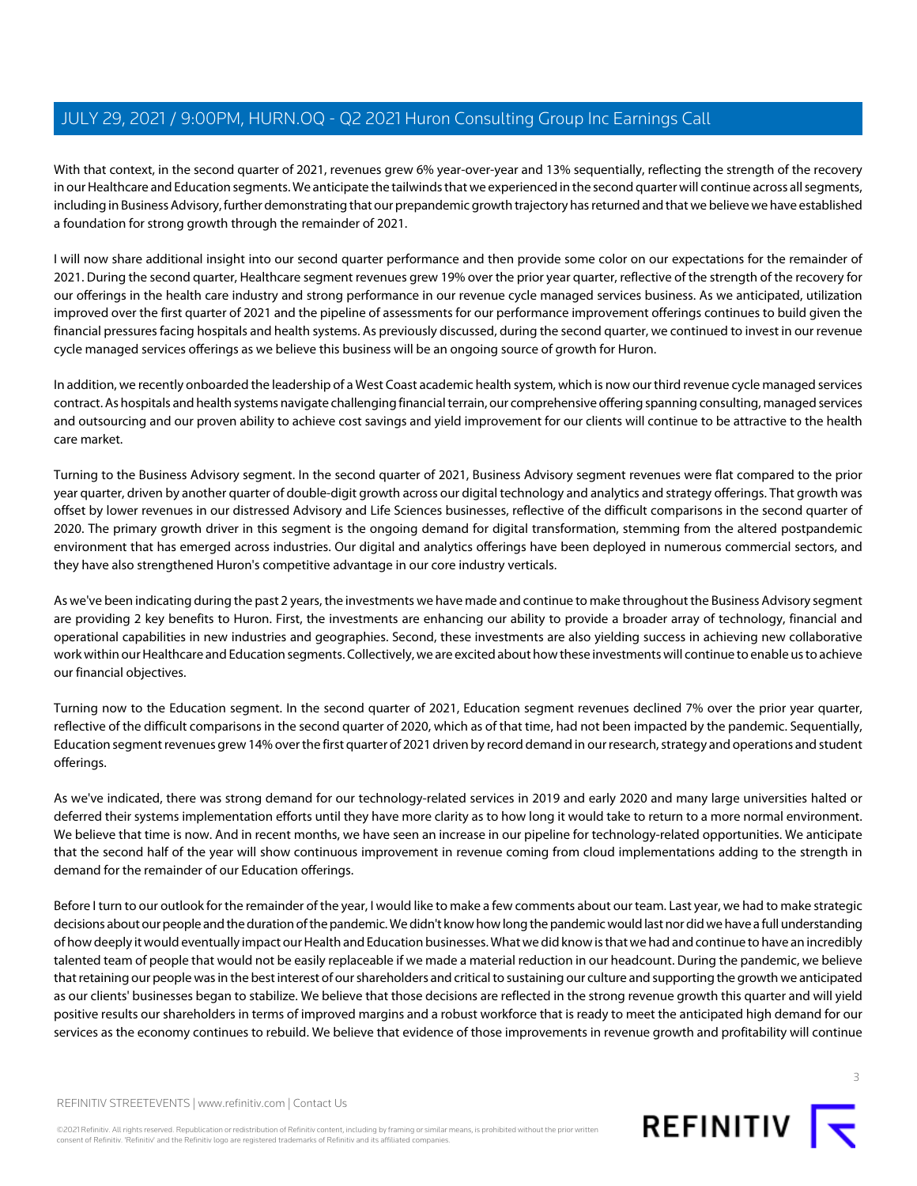With that context, in the second quarter of 2021, revenues grew 6% year-over-year and 13% sequentially, reflecting the strength of the recovery in our Healthcare and Education segments. We anticipate the tailwinds that we experienced in the second quarter will continue across all segments, including in Business Advisory, further demonstrating that our prepandemic growth trajectory has returned and that we believe we have established a foundation for strong growth through the remainder of 2021.

I will now share additional insight into our second quarter performance and then provide some color on our expectations for the remainder of 2021. During the second quarter, Healthcare segment revenues grew 19% over the prior year quarter, reflective of the strength of the recovery for our offerings in the health care industry and strong performance in our revenue cycle managed services business. As we anticipated, utilization improved over the first quarter of 2021 and the pipeline of assessments for our performance improvement offerings continues to build given the financial pressures facing hospitals and health systems. As previously discussed, during the second quarter, we continued to invest in our revenue cycle managed services offerings as we believe this business will be an ongoing source of growth for Huron.

In addition, we recently onboarded the leadership of a West Coast academic health system, which is now our third revenue cycle managed services contract. As hospitals and health systems navigate challenging financial terrain, our comprehensive offering spanning consulting, managed services and outsourcing and our proven ability to achieve cost savings and yield improvement for our clients will continue to be attractive to the health care market.

Turning to the Business Advisory segment. In the second quarter of 2021, Business Advisory segment revenues were flat compared to the prior year quarter, driven by another quarter of double-digit growth across our digital technology and analytics and strategy offerings. That growth was offset by lower revenues in our distressed Advisory and Life Sciences businesses, reflective of the difficult comparisons in the second quarter of 2020. The primary growth driver in this segment is the ongoing demand for digital transformation, stemming from the altered postpandemic environment that has emerged across industries. Our digital and analytics offerings have been deployed in numerous commercial sectors, and they have also strengthened Huron's competitive advantage in our core industry verticals.

As we've been indicating during the past 2 years, the investments we have made and continue to make throughout the Business Advisory segment are providing 2 key benefits to Huron. First, the investments are enhancing our ability to provide a broader array of technology, financial and operational capabilities in new industries and geographies. Second, these investments are also yielding success in achieving new collaborative work within our Healthcare and Education segments. Collectively, we are excited about how these investments will continue to enable us to achieve our financial objectives.

Turning now to the Education segment. In the second quarter of 2021, Education segment revenues declined 7% over the prior year quarter, reflective of the difficult comparisons in the second quarter of 2020, which as of that time, had not been impacted by the pandemic. Sequentially, Education segment revenues grew 14% over the first quarter of 2021 driven by record demand in our research, strategy and operations and student offerings.

As we've indicated, there was strong demand for our technology-related services in 2019 and early 2020 and many large universities halted or deferred their systems implementation efforts until they have more clarity as to how long it would take to return to a more normal environment. We believe that time is now. And in recent months, we have seen an increase in our pipeline for technology-related opportunities. We anticipate that the second half of the year will show continuous improvement in revenue coming from cloud implementations adding to the strength in demand for the remainder of our Education offerings.

Before I turn to our outlook for the remainder of the year, I would like to make a few comments about our team. Last year, we had to make strategic decisions about our people and the duration of the pandemic. We didn't know how long the pandemic would last nor did we have a full understanding of how deeply it would eventually impact our Health and Education businesses. What we did know is that we had and continue to have an incredibly talented team of people that would not be easily replaceable if we made a material reduction in our headcount. During the pandemic, we believe that retaining our people was in the best interest of our shareholders and critical to sustaining our culture and supporting the growth we anticipated as our clients' businesses began to stabilize. We believe that those decisions are reflected in the strong revenue growth this quarter and will yield positive results our shareholders in terms of improved margins and a robust workforce that is ready to meet the anticipated high demand for our services as the economy continues to rebuild. We believe that evidence of those improvements in revenue growth and profitability will continue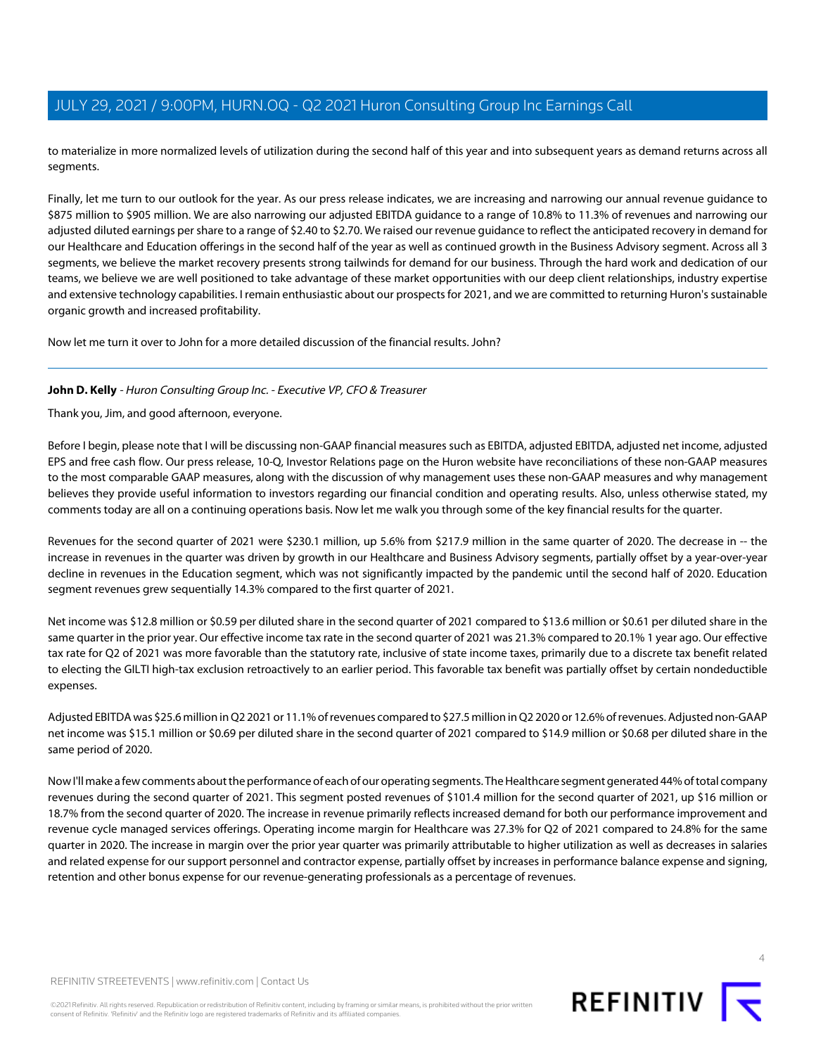to materialize in more normalized levels of utilization during the second half of this year and into subsequent years as demand returns across all segments.

Finally, let me turn to our outlook for the year. As our press release indicates, we are increasing and narrowing our annual revenue guidance to $875 million to $905 million. We are also narrowing our adjusted EBITDA guidance to a range of 10.8% to 11.3% of revenues and narrowing our adjusted diluted earnings per share to a range of $2.40 to $2.70. We raised our revenue guidance to reflect the anticipated recovery in demand for our Healthcare and Education offerings in the second half of the year as well as continued growth in the Business Advisory segment. Across all 3 segments, we believe the market recovery presents strong tailwinds for demand for our business. Through the hard work and dedication of our teams, we believe we are well positioned to take advantage of these market opportunities with our deep client relationships, industry expertise and extensive technology capabilities. I remain enthusiastic about our prospects for 2021, and we are committed to returning Huron's sustainable organic growth and increased profitability.

Now let me turn it over to John for a more detailed discussion of the financial results. John?

---

**John D. Kelly** - *Huron Consulting Group Inc. - Executive VP, CFO & Treasurer*

Thank you, Jim, and good afternoon, everyone.

Before I begin, please note that I will be discussing non-GAAP financial measures such as EBITDA, adjusted EBITDA, adjusted net income, adjusted EPS and free cash flow. Our press release, 10-Q, Investor Relations page on the Huron website have reconciliations of these non-GAAP measures to the most comparable GAAP measures, along with the discussion of why management uses these non-GAAP measures and why management believes they provide useful information to investors regarding our financial condition and operating results. Also, unless otherwise stated, my comments today are all on a continuing operations basis. Now let me walk you through some of the key financial results for the quarter.

Revenues for the second quarter of 2021 were $230.1 million, up 5.6% from $217.9 million in the same quarter of 2020. The decrease in -- the increase in revenues in the quarter was driven by growth in our Healthcare and Business Advisory segments, partially offset by a year-over-year decline in revenues in the Education segment, which was not significantly impacted by the pandemic until the second half of 2020. Education segment revenues grew sequentially 14.3% compared to the first quarter of 2021.

Net income was $12.8 million or $0.59 per diluted share in the second quarter of 2021 compared to $13.6 million or $0.61 per diluted share in the same quarter in the prior year. Our effective income tax rate in the second quarter of 2021 was 21.3% compared to 20.1% 1 year ago. Our effective tax rate for Q2 of 2021 was more favorable than the statutory rate, inclusive of state income taxes, primarily due to a discrete tax benefit related to electing the GILTI high-tax exclusion retroactively to an earlier period. This favorable tax benefit was partially offset by certain nondeductible expenses.

Adjusted EBITDA was $25.6 million in Q2 2021 or 11.1% of revenues compared to $27.5 million in Q2 2020 or 12.6% of revenues. Adjusted non-GAAP net income was $15.1 million or $0.69 per diluted share in the second quarter of 2021 compared to $14.9 million or $0.68 per diluted share in the same period of 2020.

Now I'll make a few comments about the performance of each of our operating segments. The Healthcare segment generated 44% of total company revenues during the second quarter of 2021. This segment posted revenues of $101.4 million for the second quarter of 2021, up $16 million or 18.7% from the second quarter of 2020. The increase in revenue primarily reflects increased demand for both our performance improvement and revenue cycle managed services offerings. Operating income margin for Healthcare was 27.3% for Q2 of 2021 compared to 24.8% for the same quarter in 2020. The increase in margin over the prior year quarter was primarily attributable to higher utilization as well as decreases in salaries and related expense for our support personnel and contractor expense, partially offset by increases in performance balance expense and signing, retention and other bonus expense for our revenue-generating professionals as a percentage of revenues.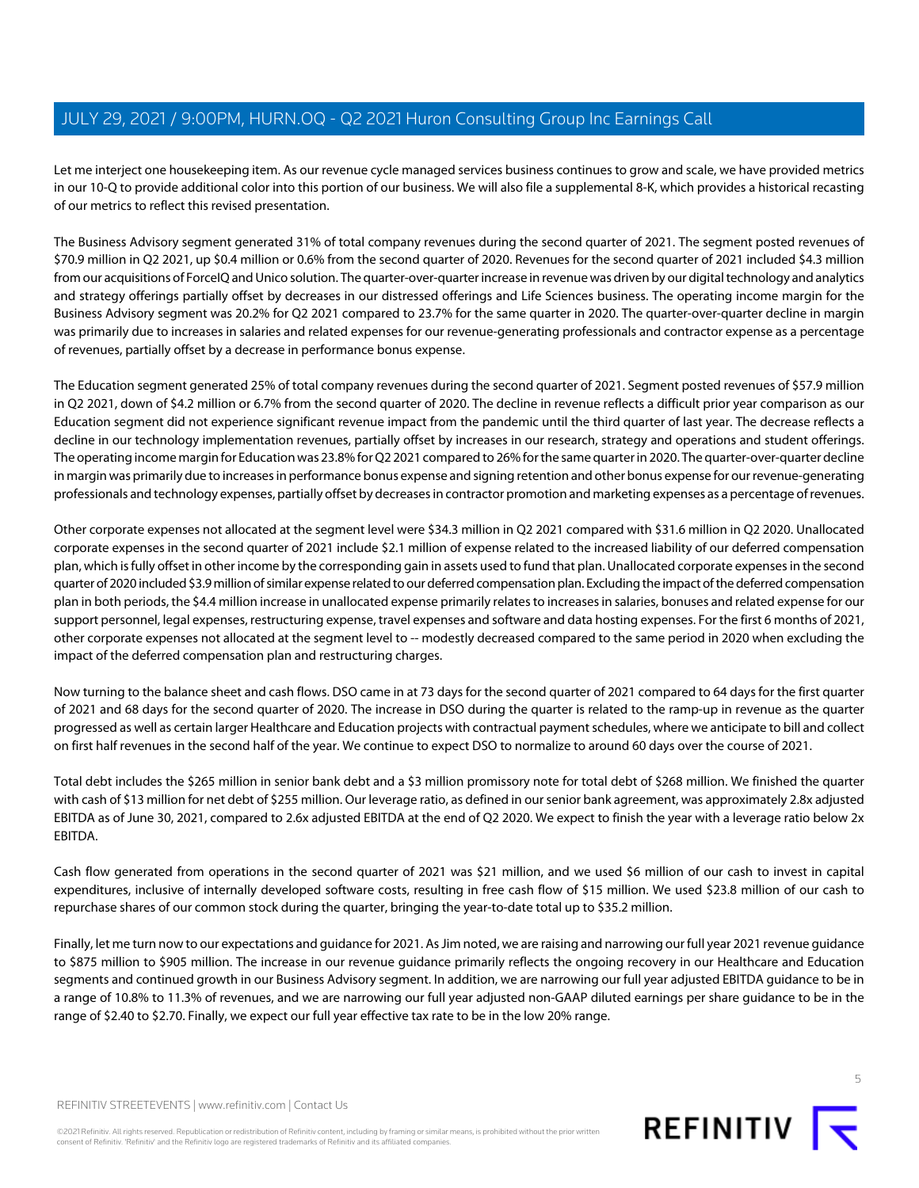Let me interject one housekeeping item. As our revenue cycle managed services business continues to grow and scale, we have provided metrics in our 10-Q to provide additional color into this portion of our business. We will also file a supplemental 8-K, which provides a historical recasting of our metrics to reflect this revised presentation.

The Business Advisory segment generated 31% of total company revenues during the second quarter of 2021. The segment posted revenues of $70.9 million in Q2 2021, up $0.4 million or 0.6% from the second quarter of 2020. Revenues for the second quarter of 2021 included $4.3 million from our acquisitions of ForceIQ and Unico solution. The quarter-over-quarter increase in revenue was driven by our digital technology and analytics and strategy offerings partially offset by decreases in our distressed offerings and Life Sciences business. The operating income margin for the Business Advisory segment was 20.2% for Q2 2021 compared to 23.7% for the same quarter in 2020. The quarter-over-quarter decline in margin was primarily due to increases in salaries and related expenses for our revenue-generating professionals and contractor expense as a percentage of revenues, partially offset by a decrease in performance bonus expense.

The Education segment generated 25% of total company revenues during the second quarter of 2021. Segment posted revenues of $57.9 million in Q2 2021, down of $4.2 million or 6.7% from the second quarter of 2020. The decline in revenue reflects a difficult prior year comparison as our Education segment did not experience significant revenue impact from the pandemic until the third quarter of last year. The decrease reflects a decline in our technology implementation revenues, partially offset by increases in our research, strategy and operations and student offerings. The operating income margin for Education was 23.8% for Q2 2021 compared to 26% for the same quarter in 2020. The quarter-over-quarter decline in margin was primarily due to increases in performance bonus expense and signing retention and other bonus expense for our revenue-generating professionals and technology expenses, partially offset by decreases in contractor promotion and marketing expenses as a percentage of revenues.

Other corporate expenses not allocated at the segment level were $34.3 million in Q2 2021 compared with $31.6 million in Q2 2020. Unallocated corporate expenses in the second quarter of 2021 include $2.1 million of expense related to the increased liability of our deferred compensation plan, which is fully offset in other income by the corresponding gain in assets used to fund that plan. Unallocated corporate expenses in the second quarter of 2020 included $3.9 million of similar expense related to our deferred compensation plan. Excluding the impact of the deferred compensation plan in both periods, the $4.4 million increase in unallocated expense primarily relates to increases in salaries, bonuses and related expense for our support personnel, legal expenses, restructuring expense, travel expenses and software and data hosting expenses. For the first 6 months of 2021, other corporate expenses not allocated at the segment level to -- modestly decreased compared to the same period in 2020 when excluding the impact of the deferred compensation plan and restructuring charges.

Now turning to the balance sheet and cash flows. DSO came in at 73 days for the second quarter of 2021 compared to 64 days for the first quarter of 2021 and 68 days for the second quarter of 2020. The increase in DSO during the quarter is related to the ramp-up in revenue as the quarter progressed as well as certain larger Healthcare and Education projects with contractual payment schedules, where we anticipate to bill and collect on first half revenues in the second half of the year. We continue to expect DSO to normalize to around 60 days over the course of 2021.

Total debt includes the $265 million in senior bank debt and a $3 million promissory note for total debt of $268 million. We finished the quarter with cash of $13 million for net debt of $255 million. Our leverage ratio, as defined in our senior bank agreement, was approximately 2.8x adjusted EBITDA as of June 30, 2021, compared to 2.6x adjusted EBITDA at the end of Q2 2020. We expect to finish the year with a leverage ratio below 2x EBITDA.

Cash flow generated from operations in the second quarter of 2021 was $21 million, and we used $6 million of our cash to invest in capital expenditures, inclusive of internally developed software costs, resulting in free cash flow of $15 million. We used $23.8 million of our cash to repurchase shares of our common stock during the quarter, bringing the year-to-date total up to $35.2 million.

Finally, let me turn now to our expectations and guidance for 2021. As Jim noted, we are raising and narrowing our full year 2021 revenue guidance to $875 million to $905 million. The increase in our revenue guidance primarily reflects the ongoing recovery in our Healthcare and Education segments and continued growth in our Business Advisory segment. In addition, we are narrowing our full year adjusted EBITDA guidance to be in a range of 10.8% to 11.3% of revenues, and we are narrowing our full year adjusted non-GAAP diluted earnings per share guidance to be in the range of $2.40 to $2.70. Finally, we expect our full year effective tax rate to be in the low 20% range.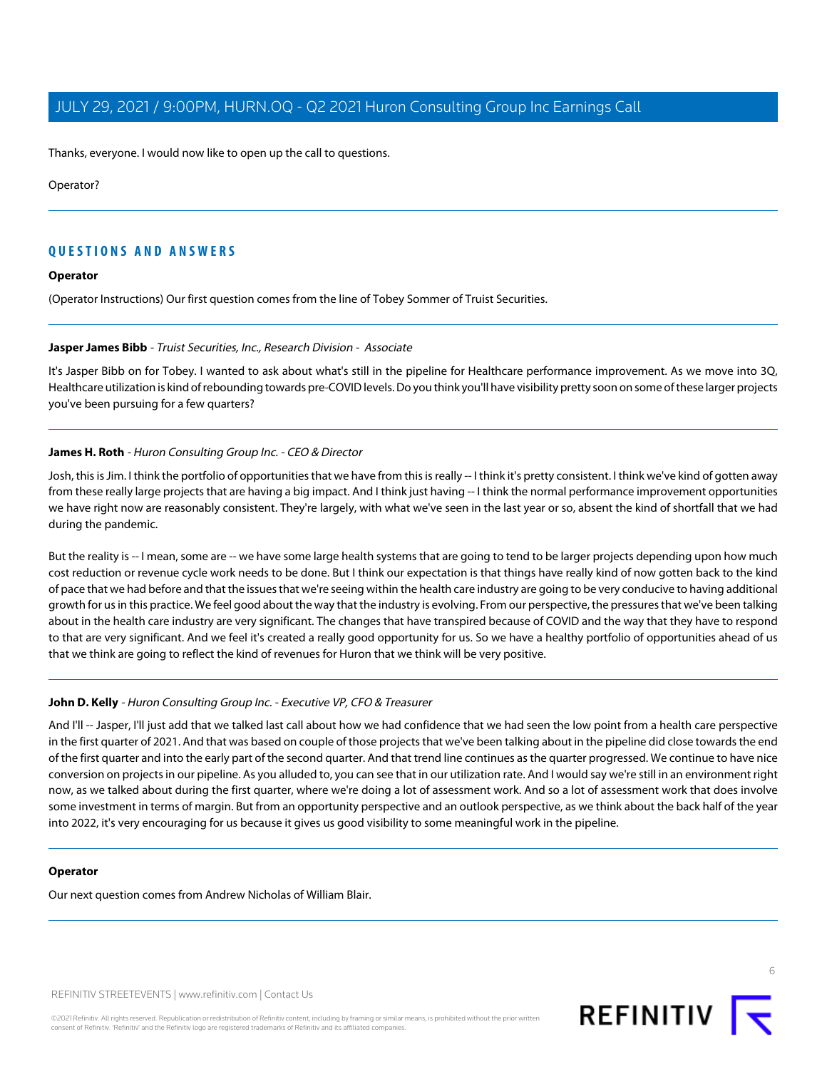Thanks, everyone. I would now like to open up the call to questions.

Operator?

## QUESTIONS AND ANSWERS

**Operator**

(Operator Instructions) Our first question comes from the line of Tobey Sommer of Truist Securities.

**Jasper James Bibb** - *Truist Securities, Inc., Research Division - Associate*

It's Jasper Bibb on for Tobey. I wanted to ask about what's still in the pipeline for Healthcare performance improvement. As we move into 3Q, Healthcare utilization is kind of rebounding towards pre-COVID levels. Do you think you'll have visibility pretty soon on some of these larger projects you've been pursuing for a few quarters?

**James H. Roth** - *Huron Consulting Group Inc. - CEO & Director*

Josh, this is Jim. I think the portfolio of opportunities that we have from this is really -- I think it's pretty consistent. I think we've kind of gotten away from these really large projects that are having a big impact. And I think just having -- I think the normal performance improvement opportunities we have right now are reasonably consistent. They're largely, with what we've seen in the last year or so, absent the kind of shortfall that we had during the pandemic.

But the reality is -- I mean, some are -- we have some large health systems that are going to tend to be larger projects depending upon how much cost reduction or revenue cycle work needs to be done. But I think our expectation is that things have really kind of now gotten back to the kind of pace that we had before and that the issues that we're seeing within the health care industry are going to be very conducive to having additional growth for us in this practice. We feel good about the way that the industry is evolving. From our perspective, the pressures that we've been talking about in the health care industry are very significant. The changes that have transpired because of COVID and the way that they have to respond to that are very significant. And we feel it's created a really good opportunity for us. So we have a healthy portfolio of opportunities ahead of us that we think are going to reflect the kind of revenues for Huron that we think will be very positive.

**John D. Kelly** - *Huron Consulting Group Inc. - Executive VP, CFO & Treasurer*

And I'll -- Jasper, I'll just add that we talked last call about how we had confidence that we had seen the low point from a health care perspective in the first quarter of 2021. And that was based on couple of those projects that we've been talking about in the pipeline did close towards the end of the first quarter and into the early part of the second quarter. And that trend line continues as the quarter progressed. We continue to have nice conversion on projects in our pipeline. As you alluded to, you can see that in our utilization rate. And I would say we're still in an environment right now, as we talked about during the first quarter, where we're doing a lot of assessment work. And so a lot of assessment work that does involve some investment in terms of margin. But from an opportunity perspective and an outlook perspective, as we think about the back half of the year into 2022, it's very encouraging for us because it gives us good visibility to some meaningful work in the pipeline.

**Operator**

Our next question comes from Andrew Nicholas of William Blair.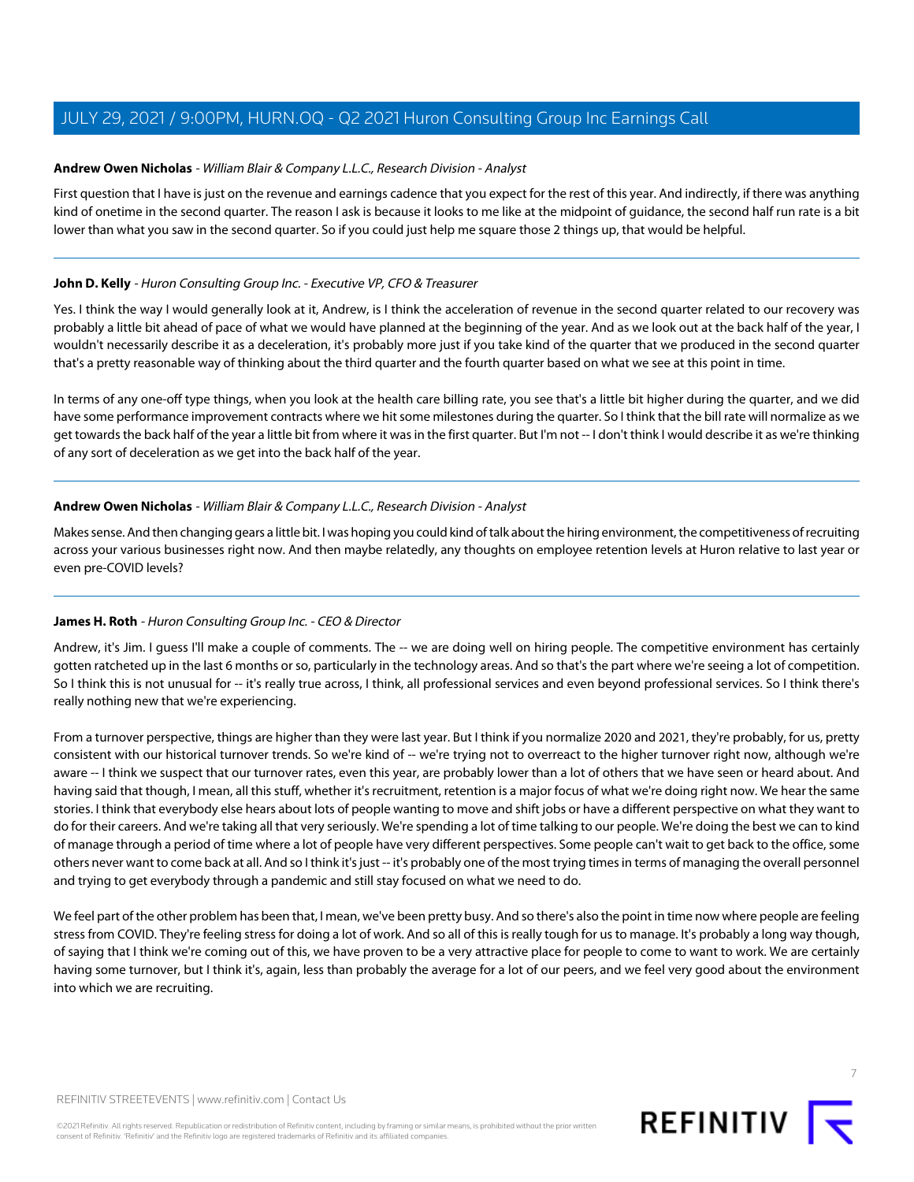**Andrew Owen Nicholas** - *William Blair & Company L.L.C., Research Division - Analyst*

First question that I have is just on the revenue and earnings cadence that you expect for the rest of this year. And indirectly, if there was anything kind of onetime in the second quarter. The reason I ask is because it looks to me like at the midpoint of guidance, the second half run rate is a bit lower than what you saw in the second quarter. So if you could just help me square those 2 things up, that would be helpful.

---

**John D. Kelly** - *Huron Consulting Group Inc. - Executive VP, CFO & Treasurer*

Yes. I think the way I would generally look at it, Andrew, is I think the acceleration of revenue in the second quarter related to our recovery was probably a little bit ahead of pace of what we would have planned at the beginning of the year. And as we look out at the back half of the year, I wouldn't necessarily describe it as a deceleration, it's probably more just if you take kind of the quarter that we produced in the second quarter that's a pretty reasonable way of thinking about the third quarter and the fourth quarter based on what we see at this point in time.

In terms of any one-off type things, when you look at the health care billing rate, you see that's a little bit higher during the quarter, and we did have some performance improvement contracts where we hit some milestones during the quarter. So I think that the bill rate will normalize as we get towards the back half of the year a little bit from where it was in the first quarter. But I'm not -- I don't think I would describe it as we're thinking of any sort of deceleration as we get into the back half of the year.

---

**Andrew Owen Nicholas** - *William Blair & Company L.L.C., Research Division - Analyst*

Makes sense. And then changing gears a little bit. I was hoping you could kind of talk about the hiring environment, the competitiveness of recruiting across your various businesses right now. And then maybe relatedly, any thoughts on employee retention levels at Huron relative to last year or even pre-COVID levels?

---

**James H. Roth** - *Huron Consulting Group Inc. - CEO & Director*

Andrew, it's Jim. I guess I'll make a couple of comments. The -- we are doing well on hiring people. The competitive environment has certainly gotten ratcheted up in the last 6 months or so, particularly in the technology areas. And so that's the part where we're seeing a lot of competition. So I think this is not unusual for -- it's really true across, I think, all professional services and even beyond professional services. So I think there's really nothing new that we're experiencing.

From a turnover perspective, things are higher than they were last year. But I think if you normalize 2020 and 2021, they're probably, for us, pretty consistent with our historical turnover trends. So we're kind of -- we're trying not to overreact to the higher turnover right now, although we're aware -- I think we suspect that our turnover rates, even this year, are probably lower than a lot of others that we have seen or heard about. And having said that though, I mean, all this stuff, whether it's recruitment, retention is a major focus of what we're doing right now. We hear the same stories. I think that everybody else hears about lots of people wanting to move and shift jobs or have a different perspective on what they want to do for their careers. And we're taking all that very seriously. We're spending a lot of time talking to our people. We're doing the best we can to kind of manage through a period of time where a lot of people have very different perspectives. Some people can't wait to get back to the office, some others never want to come back at all. And so I think it's just -- it's probably one of the most trying times in terms of managing the overall personnel and trying to get everybody through a pandemic and still stay focused on what we need to do.

We feel part of the other problem has been that, I mean, we've been pretty busy. And so there's also the point in time now where people are feeling stress from COVID. They're feeling stress for doing a lot of work. And so all of this is really tough for us to manage. It's probably a long way though, of saying that I think we're coming out of this, we have proven to be a very attractive place for people to come to want to work. We are certainly having some turnover, but I think it's, again, less than probably the average for a lot of our peers, and we feel very good about the environment into which we are recruiting.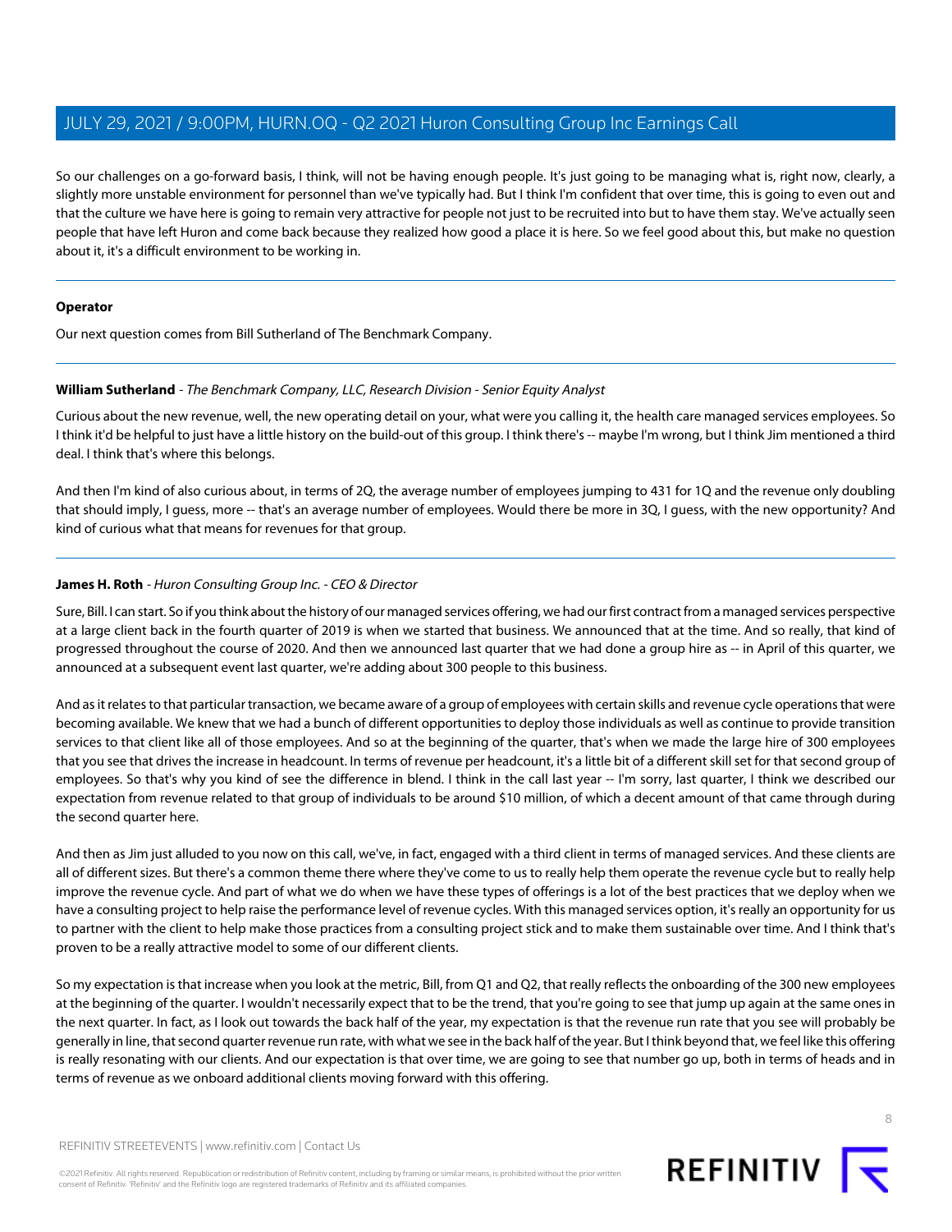So our challenges on a go-forward basis, I think, will not be having enough people. It's just going to be managing what is, right now, clearly, a slightly more unstable environment for personnel than we've typically had. But I think I'm confident that over time, this is going to even out and that the culture we have here is going to remain very attractive for people not just to be recruited into but to have them stay. We've actually seen people that have left Huron and come back because they realized how good a place it is here. So we feel good about this, but make no question about it, it's a difficult environment to be working in.

---

**Operator**

Our next question comes from Bill Sutherland of The Benchmark Company.

---

**William Sutherland** - *The Benchmark Company, LLC, Research Division - Senior Equity Analyst*

Curious about the new revenue, well, the new operating detail on your, what were you calling it, the health care managed services employees. So I think it'd be helpful to just have a little history on the build-out of this group. I think there's -- maybe I'm wrong, but I think Jim mentioned a third deal. I think that's where this belongs.

And then I'm kind of also curious about, in terms of 2Q, the average number of employees jumping to 431 for 1Q and the revenue only doubling that should imply, I guess, more -- that's an average number of employees. Would there be more in 3Q, I guess, with the new opportunity? And kind of curious what that means for revenues for that group.

---

**James H. Roth** - *Huron Consulting Group Inc. - CEO & Director*

Sure, Bill. I can start. So if you think about the history of our managed services offering, we had our first contract from a managed services perspective at a large client back in the fourth quarter of 2019 is when we started that business. We announced that at the time. And so really, that kind of progressed throughout the course of 2020. And then we announced last quarter that we had done a group hire as -- in April of this quarter, we announced at a subsequent event last quarter, we're adding about 300 people to this business.

And as it relates to that particular transaction, we became aware of a group of employees with certain skills and revenue cycle operations that were becoming available. We knew that we had a bunch of different opportunities to deploy those individuals as well as continue to provide transition services to that client like all of those employees. And so at the beginning of the quarter, that's when we made the large hire of 300 employees that you see that drives the increase in headcount. In terms of revenue per headcount, it's a little bit of a different skill set for that second group of employees. So that's why you kind of see the difference in blend. I think in the call last year -- I'm sorry, last quarter, I think we described our expectation from revenue related to that group of individuals to be around $10 million, of which a decent amount of that came through during the second quarter here.

And then as Jim just alluded to you now on this call, we've, in fact, engaged with a third client in terms of managed services. And these clients are all of different sizes. But there's a common theme there where they've come to us to really help them operate the revenue cycle but to really help improve the revenue cycle. And part of what we do when we have these types of offerings is a lot of the best practices that we deploy when we have a consulting project to help raise the performance level of revenue cycles. With this managed services option, it's really an opportunity for us to partner with the client to help make those practices from a consulting project stick and to make them sustainable over time. And I think that's proven to be a really attractive model to some of our different clients.

So my expectation is that increase when you look at the metric, Bill, from Q1 and Q2, that really reflects the onboarding of the 300 new employees at the beginning of the quarter. I wouldn't necessarily expect that to be the trend, that you're going to see that jump up again at the same ones in the next quarter. In fact, as I look out towards the back half of the year, my expectation is that the revenue run rate that you see will probably be generally in line, that second quarter revenue run rate, with what we see in the back half of the year. But I think beyond that, we feel like this offering is really resonating with our clients. And our expectation is that over time, we are going to see that number go up, both in terms of heads and in terms of revenue as we onboard additional clients moving forward with this offering.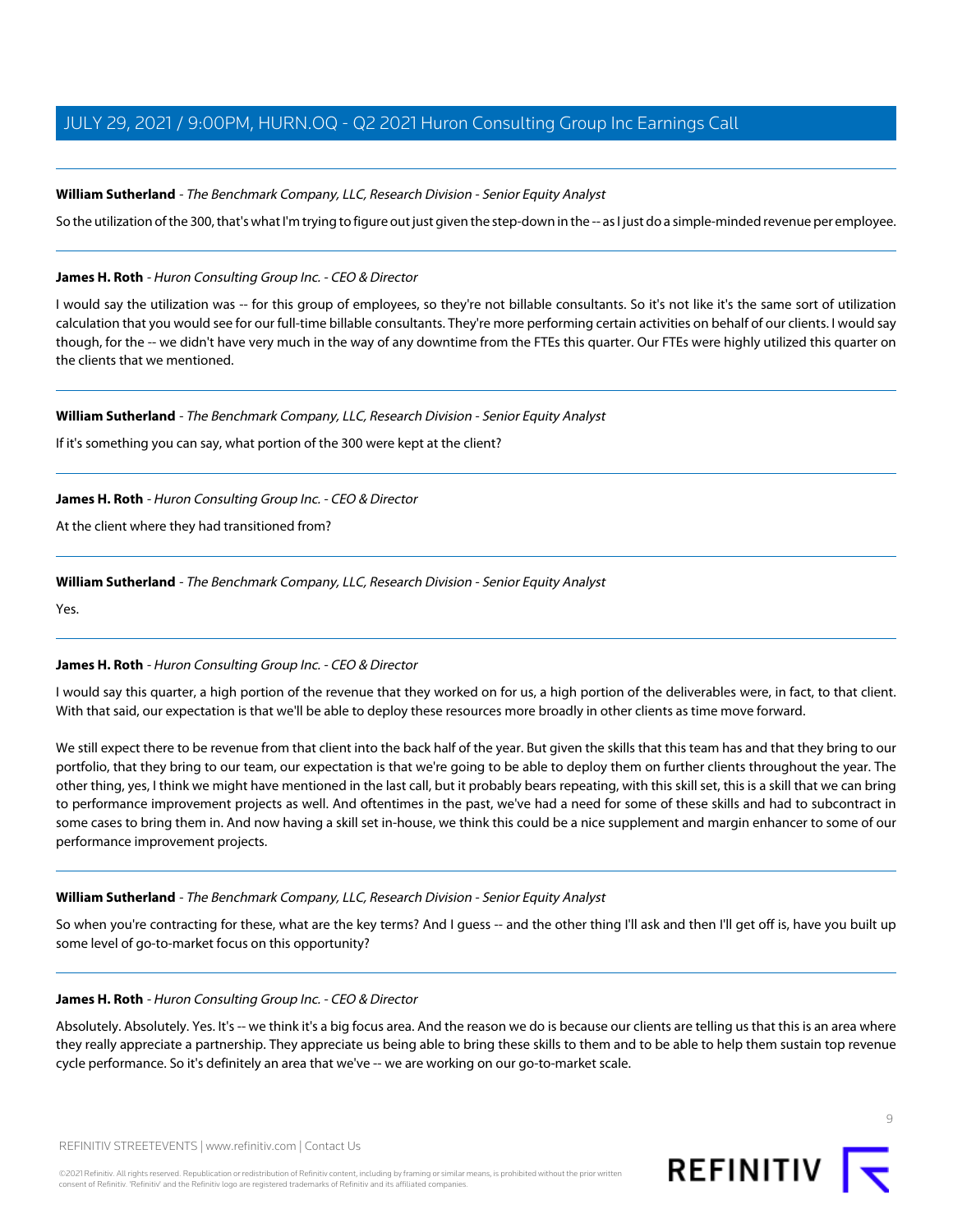**William Sutherland** - *The Benchmark Company, LLC, Research Division - Senior Equity Analyst*

So the utilization of the 300, that's what I'm trying to figure out just given the step-down in the -- as I just do a simple-minded revenue per employee.

---

**James H. Roth** - *Huron Consulting Group Inc. - CEO & Director*

I would say the utilization was -- for this group of employees, so they're not billable consultants. So it's not like it's the same sort of utilization calculation that you would see for our full-time billable consultants. They're more performing certain activities on behalf of our clients. I would say though, for the -- we didn't have very much in the way of any downtime from the FTEs this quarter. Our FTEs were highly utilized this quarter on the clients that we mentioned.

---

**William Sutherland** - *The Benchmark Company, LLC, Research Division - Senior Equity Analyst*

If it's something you can say, what portion of the 300 were kept at the client?

---

**James H. Roth** - *Huron Consulting Group Inc. - CEO & Director*

At the client where they had transitioned from?

---

**William Sutherland** - *The Benchmark Company, LLC, Research Division - Senior Equity Analyst*

Yes.

---

**James H. Roth** - *Huron Consulting Group Inc. - CEO & Director*

I would say this quarter, a high portion of the revenue that they worked on for us, a high portion of the deliverables were, in fact, to that client. With that said, our expectation is that we'll be able to deploy these resources more broadly in other clients as time move forward.

We still expect there to be revenue from that client into the back half of the year. But given the skills that this team has and that they bring to our portfolio, that they bring to our team, our expectation is that we're going to be able to deploy them on further clients throughout the year. The other thing, yes, I think we might have mentioned in the last call, but it probably bears repeating, with this skill set, this is a skill that we can bring to performance improvement projects as well. And oftentimes in the past, we've had a need for some of these skills and had to subcontract in some cases to bring them in. And now having a skill set in-house, we think this could be a nice supplement and margin enhancer to some of our performance improvement projects.

---

**William Sutherland** - *The Benchmark Company, LLC, Research Division - Senior Equity Analyst*

So when you're contracting for these, what are the key terms? And I guess -- and the other thing I'll ask and then I'll get off is, have you built up some level of go-to-market focus on this opportunity?

---

**James H. Roth** - *Huron Consulting Group Inc. - CEO & Director*

Absolutely. Absolutely. Yes. It's -- we think it's a big focus area. And the reason we do is because our clients are telling us that this is an area where they really appreciate a partnership. They appreciate us being able to bring these skills to them and to be able to help them sustain top revenue cycle performance. So it's definitely an area that we've -- we are working on our go-to-market scale.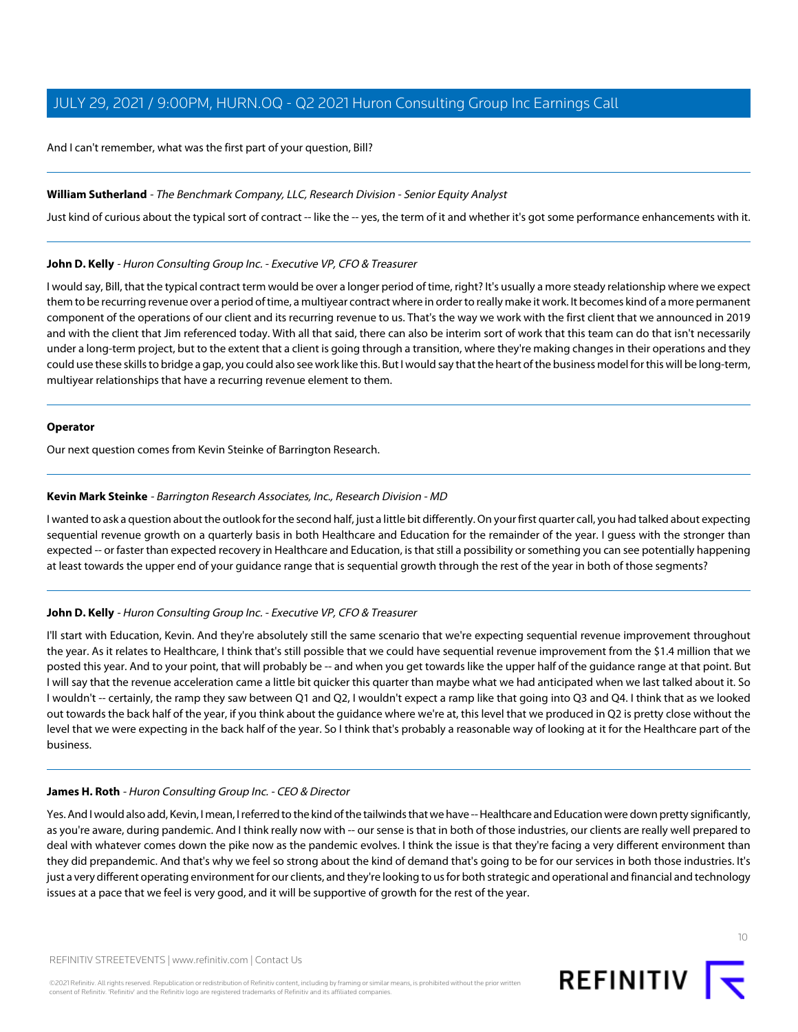And I can't remember, what was the first part of your question, Bill?

---

**William Sutherland** - *The Benchmark Company, LLC, Research Division - Senior Equity Analyst*

Just kind of curious about the typical sort of contract -- like the -- yes, the term of it and whether it's got some performance enhancements with it.

---

**John D. Kelly** - *Huron Consulting Group Inc. - Executive VP, CFO & Treasurer*

I would say, Bill, that the typical contract term would be over a longer period of time, right? It's usually a more steady relationship where we expect them to be recurring revenue over a period of time, a multiyear contract where in order to really make it work. It becomes kind of a more permanent component of the operations of our client and its recurring revenue to us. That's the way we work with the first client that we announced in 2019 and with the client that Jim referenced today. With all that said, there can also be interim sort of work that this team can do that isn't necessarily under a long-term project, but to the extent that a client is going through a transition, where they're making changes in their operations and they could use these skills to bridge a gap, you could also see work like this. But I would say that the heart of the business model for this will be long-term, multiyear relationships that have a recurring revenue element to them.

---

**Operator**

Our next question comes from Kevin Steinke of Barrington Research.

---

**Kevin Mark Steinke** - *Barrington Research Associates, Inc., Research Division - MD*

I wanted to ask a question about the outlook for the second half, just a little bit differently. On your first quarter call, you had talked about expecting sequential revenue growth on a quarterly basis in both Healthcare and Education for the remainder of the year. I guess with the stronger than expected -- or faster than expected recovery in Healthcare and Education, is that still a possibility or something you can see potentially happening at least towards the upper end of your guidance range that is sequential growth through the rest of the year in both of those segments?

---

**John D. Kelly** - *Huron Consulting Group Inc. - Executive VP, CFO & Treasurer*

I'll start with Education, Kevin. And they're absolutely still the same scenario that we're expecting sequential revenue improvement throughout the year. As it relates to Healthcare, I think that's still possible that we could have sequential revenue improvement from the $1.4 million that we posted this year. And to your point, that will probably be -- and when you get towards like the upper half of the guidance range at that point. But I will say that the revenue acceleration came a little bit quicker this quarter than maybe what we had anticipated when we last talked about it. So I wouldn't -- certainly, the ramp they saw between Q1 and Q2, I wouldn't expect a ramp like that going into Q3 and Q4. I think that as we looked out towards the back half of the year, if you think about the guidance where we're at, this level that we produced in Q2 is pretty close without the level that we were expecting in the back half of the year. So I think that's probably a reasonable way of looking at it for the Healthcare part of the business.

---

**James H. Roth** - *Huron Consulting Group Inc. - CEO & Director*

Yes. And I would also add, Kevin, I mean, I referred to the kind of the tailwinds that we have -- Healthcare and Education were down pretty significantly, as you're aware, during pandemic. And I think really now with -- our sense is that in both of those industries, our clients are really well prepared to deal with whatever comes down the pike now as the pandemic evolves. I think the issue is that they're facing a very different environment than they did prepandemic. And that's why we feel so strong about the kind of demand that's going to be for our services in both those industries. It's just a very different operating environment for our clients, and they're looking to us for both strategic and operational and financial and technology issues at a pace that we feel is very good, and it will be supportive of growth for the rest of the year.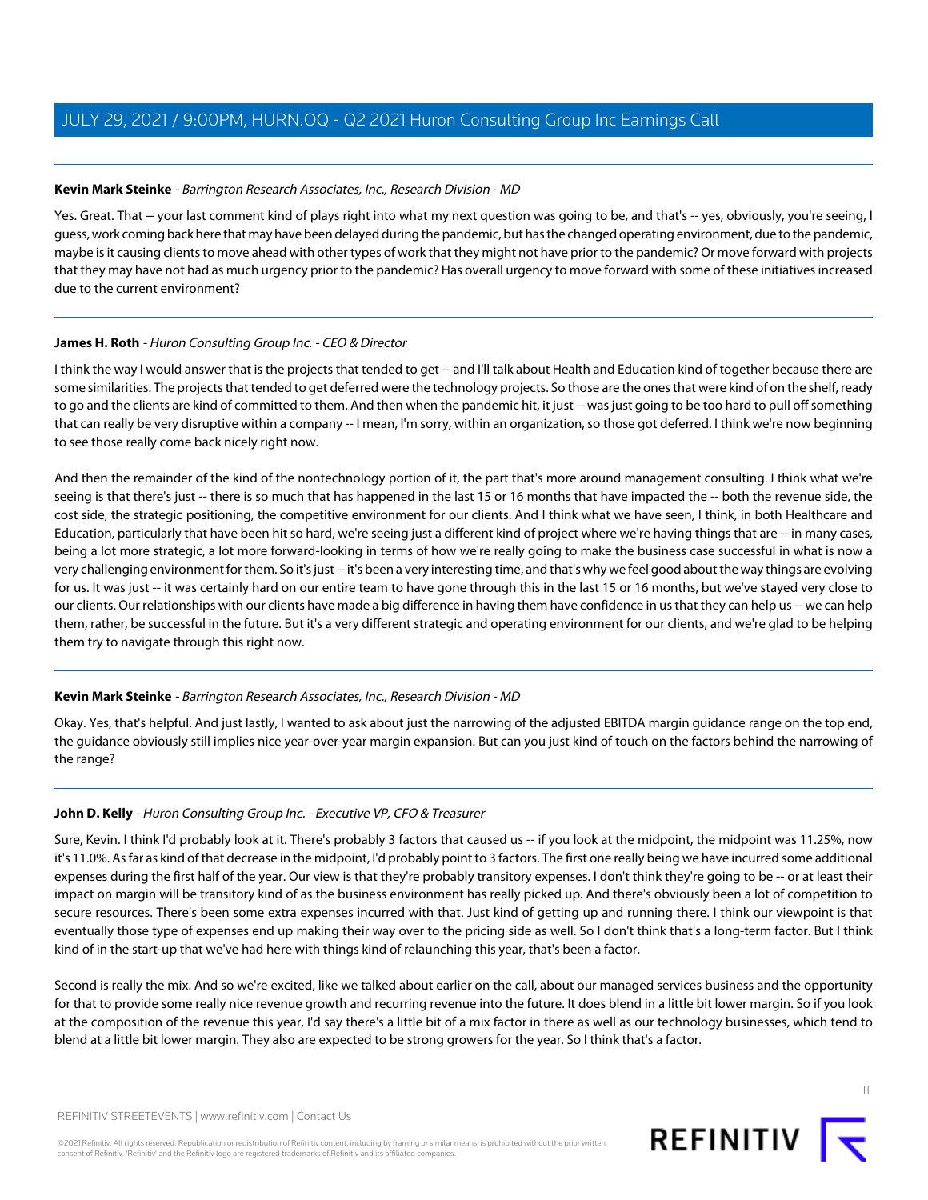**Kevin Mark Steinke** - *Barrington Research Associates, Inc., Research Division - MD*

Yes. Great. That -- your last comment kind of plays right into what my next question was going to be, and that's -- yes, obviously, you're seeing, I guess, work coming back here that may have been delayed during the pandemic, but has the changed operating environment, due to the pandemic, maybe is it causing clients to move ahead with other types of work that they might not have prior to the pandemic? Or move forward with projects that they may have not had as much urgency prior to the pandemic? Has overall urgency to move forward with some of these initiatives increased due to the current environment?

---

**James H. Roth** - *Huron Consulting Group Inc. - CEO & Director*

I think the way I would answer that is the projects that tended to get -- and I'll talk about Health and Education kind of together because there are some similarities. The projects that tended to get deferred were the technology projects. So those are the ones that were kind of on the shelf, ready to go and the clients are kind of committed to them. And then when the pandemic hit, it just -- was just going to be too hard to pull off something that can really be very disruptive within a company -- I mean, I'm sorry, within an organization, so those got deferred. I think we're now beginning to see those really come back nicely right now.

And then the remainder of the kind of the nontechnology portion of it, the part that's more around management consulting. I think what we're seeing is that there's just -- there is so much that has happened in the last 15 or 16 months that have impacted the -- both the revenue side, the cost side, the strategic positioning, the competitive environment for our clients. And I think what we have seen, I think, in both Healthcare and Education, particularly that have been hit so hard, we're seeing just a different kind of project where we're having things that are -- in many cases, being a lot more strategic, a lot more forward-looking in terms of how we're really going to make the business case successful in what is now a very challenging environment for them. So it's just -- it's been a very interesting time, and that's why we feel good about the way things are evolving for us. It was just -- it was certainly hard on our entire team to have gone through this in the last 15 or 16 months, but we've stayed very close to our clients. Our relationships with our clients have made a big difference in having them have confidence in us that they can help us -- we can help them, rather, be successful in the future. But it's a very different strategic and operating environment for our clients, and we're glad to be helping them try to navigate through this right now.

---

**Kevin Mark Steinke** - *Barrington Research Associates, Inc., Research Division - MD*

Okay. Yes, that's helpful. And just lastly, I wanted to ask about just the narrowing of the adjusted EBITDA margin guidance range on the top end, the guidance obviously still implies nice year-over-year margin expansion. But can you just kind of touch on the factors behind the narrowing of the range?

---

**John D. Kelly** - *Huron Consulting Group Inc. - Executive VP, CFO & Treasurer*

Sure, Kevin. I think I'd probably look at it. There's probably 3 factors that caused us -- if you look at the midpoint, the midpoint was 11.25%, now it's 11.0%. As far as kind of of that decrease in the midpoint, I'd probably point to 3 factors. The first one really being we have incurred some additional expenses during the first half of the year. Our view is that they're probably transitory expenses. I don't think they're going to be -- or at least their impact on margin will be transitory kind of as the business environment has really picked up. And there's obviously been a lot of competition to secure resources. There's been some extra expenses incurred with that. Just kind of getting up and running there. I think our viewpoint is that eventually those type of expenses end up making their way over to the pricing side as well. So I don't think that's a long-term factor. But I think kind of in the start-up that we've had here with things kind of relaunching this year, that's been a factor.

Second is really the mix. And so we're excited, like we talked about earlier on the call, about our managed services business and the opportunity for that to provide some really nice revenue growth and recurring revenue into the future. It does blend in a little bit lower margin. So if you look at the composition of the revenue this year, I'd say there's a little bit of a mix factor in there as well as our technology businesses, which tend to blend at a little bit lower margin. They also are expected to be strong growers for the year. So I think that's a factor.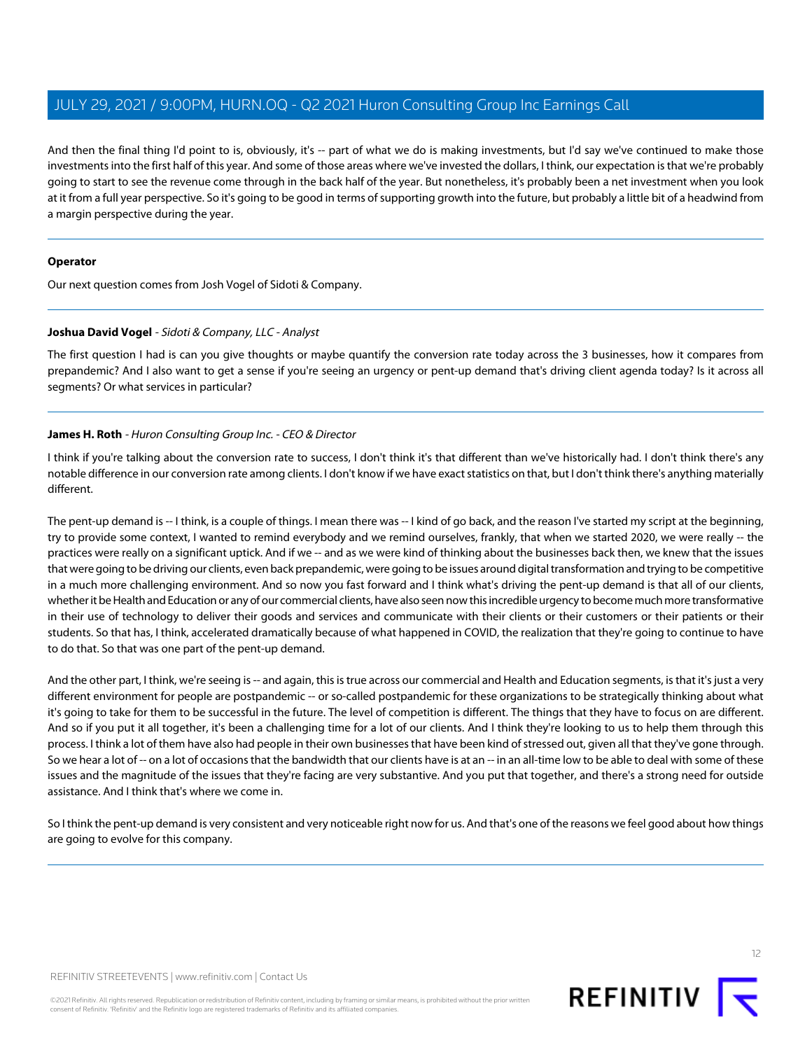And then the final thing I'd point to is, obviously, it's -- part of what we do is making investments, but I'd say we've continued to make those investments into the first half of this year. And some of those areas where we've invested the dollars, I think, our expectation is that we're probably going to start to see the revenue come through in the back half of the year. But nonetheless, it's probably been a net investment when you look at it from a full year perspective. So it's going to be good in terms of supporting growth into the future, but probably a little bit of a headwind from a margin perspective during the year.

---

**Operator**

Our next question comes from Josh Vogel of Sidoti & Company.

---

**Joshua David Vogel** - *Sidoti & Company, LLC - Analyst*

The first question I had is can you give thoughts or maybe quantify the conversion rate today across the 3 businesses, how it compares from prepandemic? And I also want to get a sense if you're seeing an urgency or pent-up demand that's driving client agenda today? Is it across all segments? Or what services in particular?

---

**James H. Roth** - *Huron Consulting Group Inc. - CEO & Director*

I think if you're talking about the conversion rate to success, I don't think it's that different than we've historically had. I don't think there's any notable difference in our conversion rate among clients. I don't know if we have exact statistics on that, but I don't think there's anything materially different.

The pent-up demand is -- I think, is a couple of things. I mean there was -- I kind of go back, and the reason I've started my script at the beginning, try to provide some context, I wanted to remind everybody and we remind ourselves, frankly, that when we started 2020, we were really -- the practices were really on a significant uptick. And if we -- and as we were kind of thinking about the businesses back then, we knew that the issues that were going to be driving our clients, even back prepandemic, were going to be issues around digital transformation and trying to be competitive in a much more challenging environment. And so now you fast forward and I think what's driving the pent-up demand is that all of our clients, whether it be Health and Education or any of our commercial clients, have also seen now this incredible urgency to become much more transformative in their use of technology to deliver their goods and services and communicate with their clients or their customers or their patients or their students. So that has, I think, accelerated dramatically because of what happened in COVID, the realization that they're going to continue to have to do that. So that was one part of the pent-up demand.

And the other part, I think, we're seeing is -- and again, this is true across our commercial and Health and Education segments, is that it's just a very different environment for people are postpandemic -- or so-called postpandemic for these organizations to be strategically thinking about what it's going to take for them to be successful in the future. The level of competition is different. The things that they have to focus on are different. And so if you put it all together, it's been a challenging time for a lot of our clients. And I think they're looking to us to help them through this process. I think a lot of them have also had people in their own businesses that have been kind of stressed out, given all that they've gone through. So we hear a lot of -- on a lot of occasions that the bandwidth that our clients have is at an -- in an all-time low to be able to deal with some of these issues and the magnitude of the issues that they're facing are very substantive. And you put that together, and there's a strong need for outside assistance. And I think that's where we come in.

So I think the pent-up demand is very consistent and very noticeable right now for us. And that's one of the reasons we feel good about how things are going to evolve for this company.

---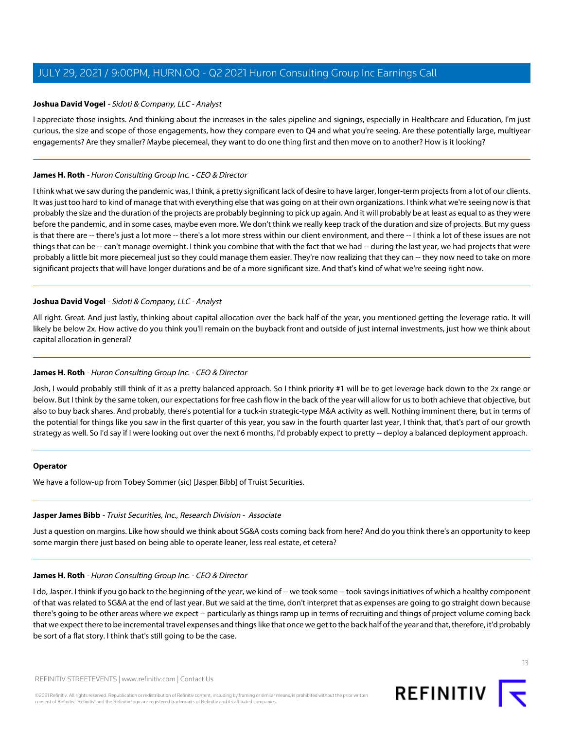**Joshua David Vogel** - *Sidoti & Company, LLC - Analyst*

I appreciate those insights. And thinking about the increases in the sales pipeline and signings, especially in Healthcare and Education, I'm just curious, the size and scope of those engagements, how they compare even to Q4 and what you're seeing. Are these potentially large, multiyear engagements? Are they smaller? Maybe piecemeal, they want to do one thing first and then move on to another? How is it looking?

---

**James H. Roth** - *Huron Consulting Group Inc. - CEO & Director*

I think what we saw during the pandemic was, I think, a pretty significant lack of desire to have larger, longer-term projects from a lot of our clients. It was just too hard to kind of manage that with everything else that was going on at their own organizations. I think what we're seeing now is that probably the size and the duration of the projects are probably beginning to pick up again. And it will probably be at least as equal to as they were before the pandemic, and in some cases, maybe even more. We don't think we really keep track of the duration and size of projects. But my guess is that there are -- there's just a lot more -- there's a lot more stress within our client environment, and there -- I think a lot of these issues are not things that can be -- can't manage overnight. I think you combine that with the fact that we had -- during the last year, we had projects that were probably a little bit more piecemeal just so they could manage them easier. They're now realizing that they can -- they now need to take on more significant projects that will have longer durations and be of a more significant size. And that's kind of what we're seeing right now.

---

**Joshua David Vogel** - *Sidoti & Company, LLC - Analyst*

All right. Great. And just lastly, thinking about capital allocation over the back half of the year, you mentioned getting the leverage ratio. It will likely be below 2x. How active do you think you'll remain on the buyback front and outside of just internal investments, just how we think about capital allocation in general?

---

**James H. Roth** - *Huron Consulting Group Inc. - CEO & Director*

Josh, I would probably still think of it as a pretty balanced approach. So I think priority #1 will be to get leverage back down to the 2x range or below. But I think by the same token, our expectations for free cash flow in the back of the year will allow for us to both achieve that objective, but also to buy back shares. And probably, there's potential for a tuck-in strategic-type M&A activity as well. Nothing imminent there, but in terms of the potential for things like you saw in the first quarter of this year, you saw in the fourth quarter last year, I think that, that's part of our growth strategy as well. So I'd say if I were looking out over the next 6 months, I'd probably expect to pretty -- deploy a balanced deployment approach.

---

**Operator**

We have a follow-up from Tobey Sommer (sic) [Jasper Bibb] of Truist Securities.

---

**Jasper James Bibb** - *Truist Securities, Inc., Research Division - Associate*

Just a question on margins. Like how should we think about SG&A costs coming back from here? And do you think there's an opportunity to keep some margin there just based on being able to operate leaner, less real estate, et cetera?

---

**James H. Roth** - *Huron Consulting Group Inc. - CEO & Director*

I do, Jasper. I think if you go back to the beginning of the year, we kind of -- we took some -- took savings initiatives of which a healthy component of that was related to SG&A at the end of last year. But we said at the time, don't interpret that as expenses are going to go straight down because there's going to be other areas where we expect -- particularly as things ramp up in terms of recruiting and things of project volume coming back that we expect there to be incremental travel expenses and things like that once we get to the back half of the year and that, therefore, it'd probably be sort of a flat story. I think that's still going to be the case.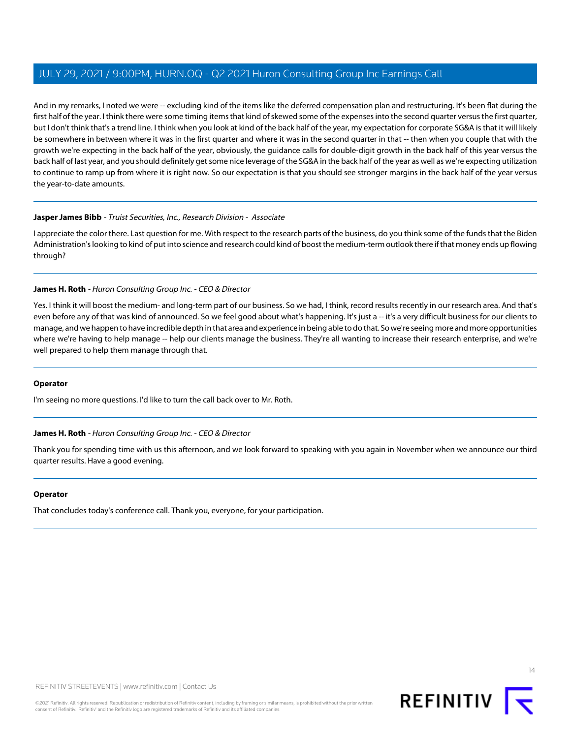And in my remarks, I noted we were -- excluding kind of the items like the deferred compensation plan and restructuring. It's been flat during the first half of the year. I think there were some timing items that kind of skewed some of the expenses into the second quarter versus the first quarter, but I don't think that's a trend line. I think when you look at kind of the back half of the year, my expectation for corporate SG&A is that it will likely be somewhere in between where it was in the first quarter and where it was in the second quarter in that -- then when you couple that with the growth we're expecting in the back half of the year, obviously, the guidance calls for double-digit growth in the back half of this year versus the back half of last year, and you should definitely get some nice leverage of the SG&A in the back half of the year as well as we're expecting utilization to continue to ramp up from where it is right now. So our expectation is that you should see stronger margins in the back half of the year versus the year-to-date amounts.

---

**Jasper James Bibb** - *Truist Securities, Inc., Research Division - Associate*

I appreciate the color there. Last question for me. With respect to the research parts of the business, do you think some of the funds that the Biden Administration's looking to kind of put into science and research could kind of boost the medium-term outlook there if that money ends up flowing through?

---

**James H. Roth** - *Huron Consulting Group Inc. - CEO & Director*

Yes. I think it will boost the medium- and long-term part of our business. So we had, I think, record results recently in our research area. And that's even before any of that was kind of announced. So we feel good about what's happening. It's just a -- it's a very difficult business for our clients to manage, and we happen to have incredible depth in that area and experience in being able to do that. So we're seeing more and more opportunities where we're having to help manage -- help our clients manage the business. They're all wanting to increase their research enterprise, and we're well prepared to help them manage through that.

---

**Operator**

I'm seeing no more questions. I'd like to turn the call back over to Mr. Roth.

---

**James H. Roth** - *Huron Consulting Group Inc. - CEO & Director*

Thank you for spending time with us this afternoon, and we look forward to speaking with you again in November when we announce our third quarter results. Have a good evening.

---

**Operator**

That concludes today's conference call. Thank you, everyone, for your participation.

---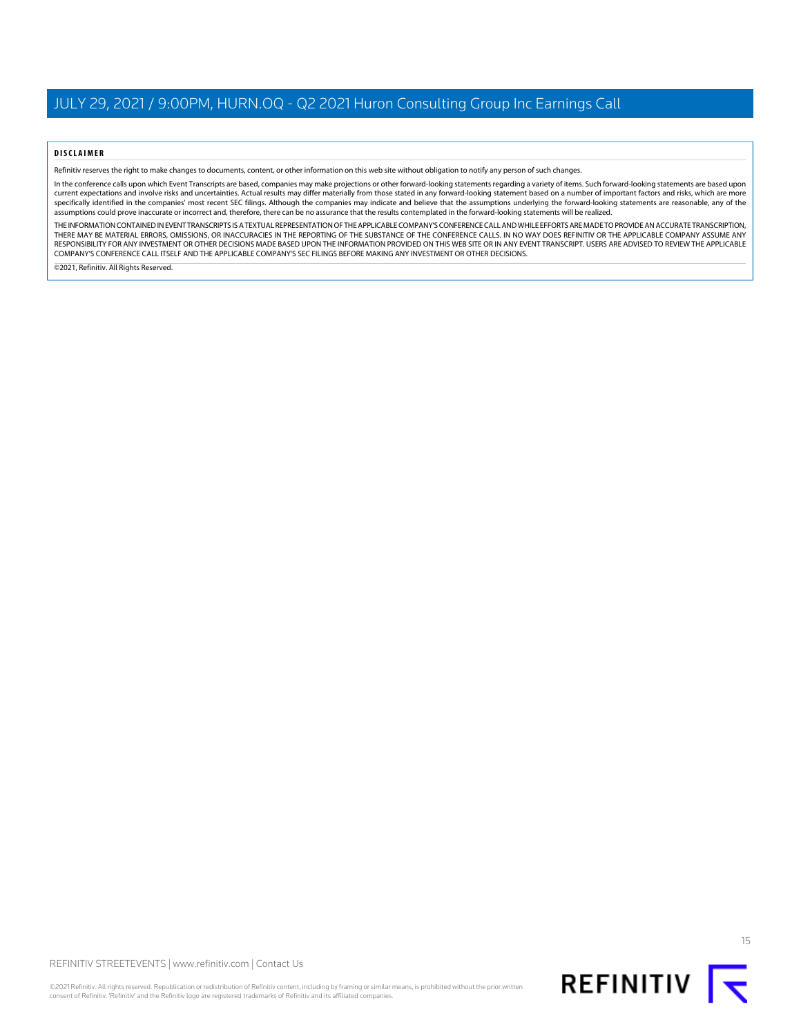## DISCLAIMER

Refinitiv reserves the right to make changes to documents, content, or other information on this web site without obligation to notify any person of such changes.

In the conference calls upon which Event Transcripts are based, companies may make projections or other forward-looking statements regarding a variety of items. Such forward-looking statements are based upon current expectations and involve risks and uncertainties. Actual results may differ materially from those stated in any forward-looking statement based on a number of important factors and risks, which are more specifically identified in the companies' most recent SEC filings. Although the companies may indicate and believe that the assumptions underlying the forward-looking statements are reasonable, any of the assumptions could prove inaccurate or incorrect and, therefore, there can be no assurance that the results contemplated in the forward-looking statements will be realized.

THE INFORMATION CONTAINED IN EVENT TRANSCRIPTS IS A TEXTUAL REPRESENTATION OF THE APPLICABLE COMPANY'S CONFERENCE CALL AND WHILE EFFORTS ARE MADE TO PROVIDE AN ACCURATE TRANSCRIPTION, THERE MAY BE MATERIAL ERRORS, OMISSIONS, OR INACCURACIES IN THE REPORTING OF THE SUBSTANCE OF THE CONFERENCE CALLS. IN NO WAY DOES REFINITIV OR THE APPLICABLE COMPANY ASSUME ANY RESPONSIBILITY FOR ANY INVESTMENT OR OTHER DECISIONS MADE BASED UPON THE INFORMATION PROVIDED ON THIS WEB SITE OR IN ANY EVENT TRANSCRIPT. USERS ARE ADVISED TO REVIEW THE APPLICABLE COMPANY'S CONFERENCE CALL ITSELF AND THE APPLICABLE COMPANY'S SEC FILINGS BEFORE MAKING ANY INVESTMENT OR OTHER DECISIONS.

©2021, Refinitiv. All Rights Reserved.